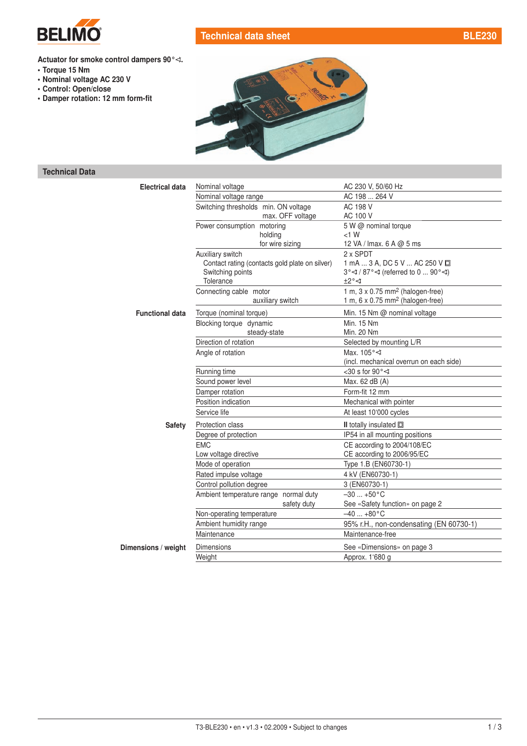**Technical data sheet** **BLE230**

**Actuator for smoke control dampers 90°∢.**

- **Torque 15 Nm**
- **Nominal voltage AC 230 V**
- **Control: Open/close**
- **Damper rotation: 12 mm form-fit**

## Technical Data

| | | |
|---|---|---|
| **Electrical data** | Nominal voltage | AC 230 V, 50/60 Hz |
| | Nominal voltage range | AC 198 ... 264 V |
| | Switching thresholds min. ON voltage<br>max. OFF voltage | AC 198 V<br>AC 100 V |
| | Power consumption motoring<br>holding<br>for wire sizing | 5 W @ nominal torque<br><1 W<br>12 VA / Imax. 6 A @ 5 ms |
| | Auxiliary switch<br>Contact rating (contacts gold plate on silver)<br>Switching points<br>Tolerance | 2 x SPDT<br>1 mA ... 3 A, DC 5 V ... AC 250 V ⧈<br>3°∢ / 87°∢ (referred to 0 ... 90°∢)<br>±2°∢ |
| | Connecting cable motor<br>auxiliary switch | 1 m, 3 x 0.75 mm² (halogen-free)<br>1 m, 6 x 0.75 mm² (halogen-free) |
| **Functional data** | Torque (nominal torque) | Min. 15 Nm @ nominal voltage |
| | Blocking torque dynamic<br>steady-state | Min. 15 Nm<br>Min. 20 Nm |
| | Direction of rotation | Selected by mounting L/R |
| | Angle of rotation | Max. 105°∢<br>(incl. mechanical overrun on each side) |
| | Running time | <30 s for 90°∢ |
| | Sound power level | Max. 62 dB (A) |
| | Damper rotation | Form-fit 12 mm |
| | Position indication | Mechanical with pointer |
| | Service life | At least 10'000 cycles |
| **Safety** | Protection class | II totally insulated ⧈ |
| | Degree of protection | IP54 in all mounting positions |
| | EMC<br>Low voltage directive | CE according to 2004/108/EC<br>CE according to 2006/95/EC |
| | Mode of operation | Type 1.B (EN60730-1) |
| | Rated impulse voltage | 4 kV (EN60730-1) |
| | Control pollution degree | 3 (EN60730-1) |
| | Ambient temperature range normal duty<br>safety duty | –30 ... +50°C<br>See «Safety function» on page 2 |
| | Non-operating temperature | –40 ... +80°C |
| | Ambient humidity range | 95% r.H., non-condensating (EN 60730-1) |
| | Maintenance | Maintenance-free |
| **Dimensions / weight** | Dimensions | See «Dimensions» on page 3 |
| | Weight | Approx. 1'680 g |

T3-BLE230 • en • v1.3 • 02.2009 • Subject to changes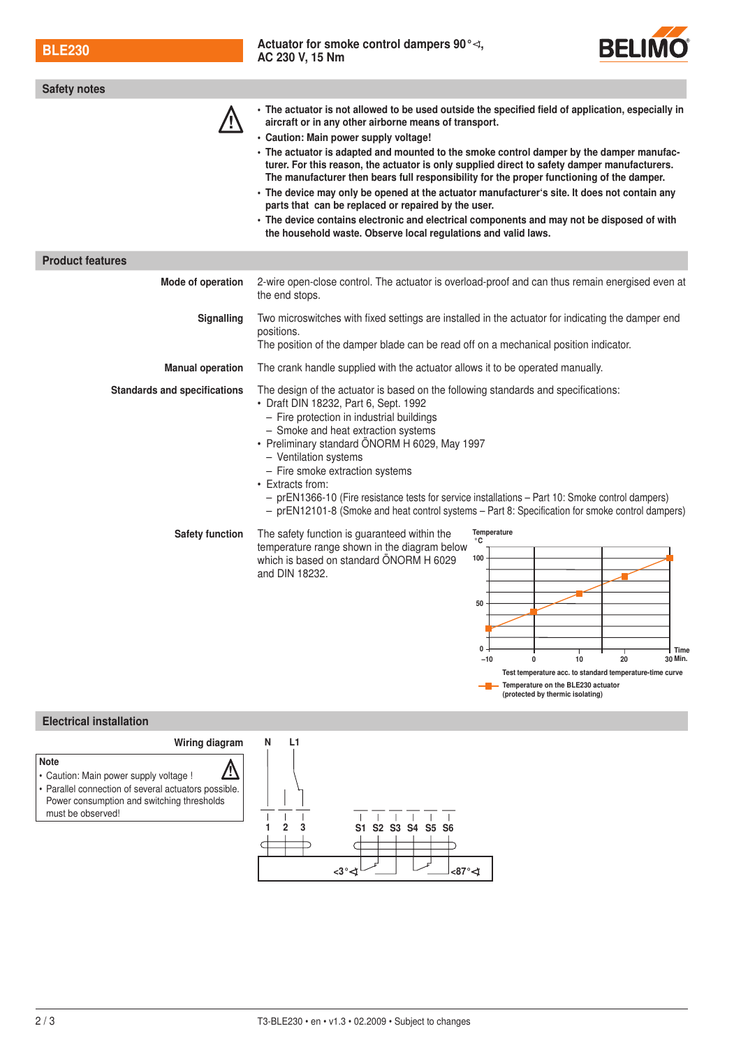## Safety notes

- **The actuator is not allowed to be used outside the specified field of application, especially in aircraft or in any other airborne means of transport.**
- **Caution: Main power supply voltage!**
- **The actuator is adapted and mounted to the smoke control damper by the damper manufacturer. For this reason, the actuator is only supplied direct to safety damper manufacturers. The manufacturer then bears full responsibility for the proper functioning of the damper.**
- **The device may only be opened at the actuator manufacturer's site. It does not contain any parts that can be replaced or repaired by the user.**
- **The device contains electronic and electrical components and may not be disposed of with the household waste. Observe local regulations and valid laws.**

## Product features

**Mode of operation**
2-wire open-close control. The actuator is overload-proof and can thus remain energised even at the end stops.

**Signalling**
Two microswitches with fixed settings are installed in the actuator for indicating the damper end positions.
The position of the damper blade can be read off on a mechanical position indicator.

**Manual operation**
The crank handle supplied with the actuator allows it to be operated manually.

**Standards and specifications**
The design of the actuator is based on the following standards and specifications:

- Draft DIN 18232, Part 6, Sept. 1992
  - Fire protection in industrial buildings
  - Smoke and heat extraction systems
- Preliminary standard ÖNORM H 6029, May 1997
  - Ventilation systems
  - Fire smoke extraction systems
- Extracts from:
  - prEN1366-10 (Fire resistance tests for service installations – Part 10: Smoke control dampers)
  - prEN12101-8 (Smoke and heat control systems – Part 8: Specification for smoke control dampers)

**Safety function**
The safety function is guaranteed within the temperature range shown in the diagram below which is based on standard ÖNORM H 6029 and DIN 18232.

Temperature °C (0, 50, 100) vs Time (–10, 0, 10, 20, 30 Min.)

Test temperature acc. to standard temperature-time curve

Temperature on the BLE230 actuator (protected by thermic isolating)

## Electrical installation

**Wiring diagram**

**Note**
- Caution: Main power supply voltage !
- Parallel connection of several actuators possible. Power consumption and switching thresholds must be observed!

N, L1 — terminals 1, 2, 3 — S1, S2, S3, S4, S5, S6 — <3°◁, <87°◁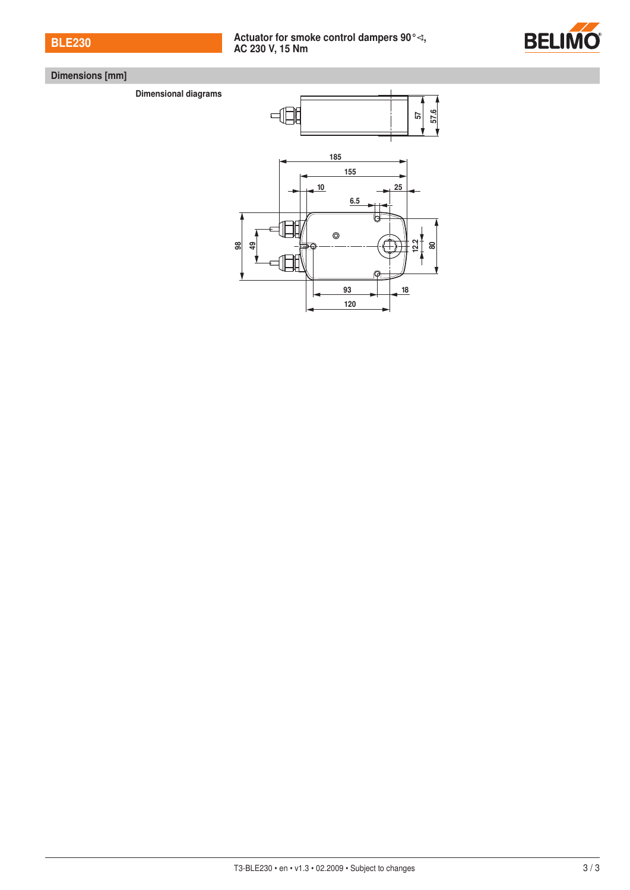## Dimensions [mm]

**Dimensional diagrams**

57

57.6

185

155

10

25

6.5

98

49

12.2

80

93

18

120